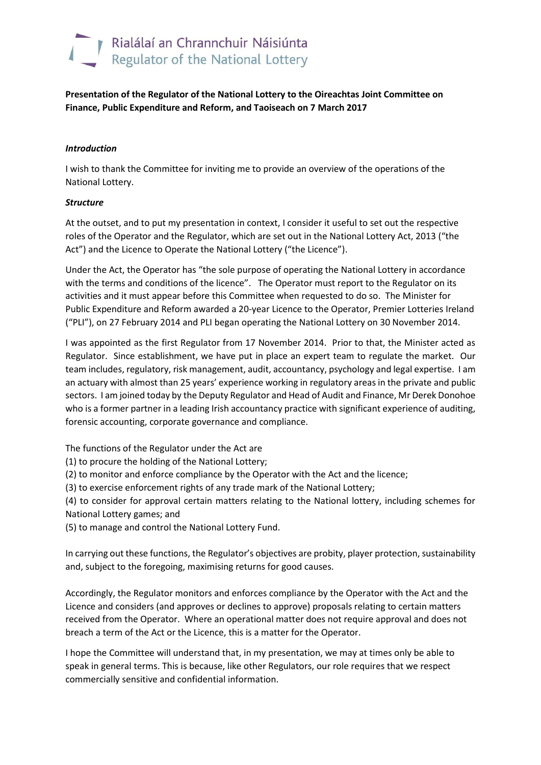Rialálaí an Chrannchuir Náisiúnta
Regulator of the National Lottery

**Presentation of the Regulator of the National Lottery to the Oireachtas Joint Committee on Finance, Public Expenditure and Reform, and Taoiseach on 7 March 2017**

***Introduction***

I wish to thank the Committee for inviting me to provide an overview of the operations of the National Lottery.

***Structure***

At the outset, and to put my presentation in context, I consider it useful to set out the respective roles of the Operator and the Regulator, which are set out in the National Lottery Act, 2013 ("the Act") and the Licence to Operate the National Lottery ("the Licence").

Under the Act, the Operator has "the sole purpose of operating the National Lottery in accordance with the terms and conditions of the licence". The Operator must report to the Regulator on its activities and it must appear before this Committee when requested to do so. The Minister for Public Expenditure and Reform awarded a 20-year Licence to the Operator, Premier Lotteries Ireland ("PLI"), on 27 February 2014 and PLI began operating the National Lottery on 30 November 2014.

I was appointed as the first Regulator from 17 November 2014. Prior to that, the Minister acted as Regulator. Since establishment, we have put in place an expert team to regulate the market. Our team includes, regulatory, risk management, audit, accountancy, psychology and legal expertise. I am an actuary with almost than 25 years' experience working in regulatory areas in the private and public sectors. I am joined today by the Deputy Regulator and Head of Audit and Finance, Mr Derek Donohoe who is a former partner in a leading Irish accountancy practice with significant experience of auditing, forensic accounting, corporate governance and compliance.

The functions of the Regulator under the Act are
(1) to procure the holding of the National Lottery;
(2) to monitor and enforce compliance by the Operator with the Act and the licence;
(3) to exercise enforcement rights of any trade mark of the National Lottery;
(4) to consider for approval certain matters relating to the National lottery, including schemes for National Lottery games; and
(5) to manage and control the National Lottery Fund.

In carrying out these functions, the Regulator's objectives are probity, player protection, sustainability and, subject to the foregoing, maximising returns for good causes.

Accordingly, the Regulator monitors and enforces compliance by the Operator with the Act and the Licence and considers (and approves or declines to approve) proposals relating to certain matters received from the Operator. Where an operational matter does not require approval and does not breach a term of the Act or the Licence, this is a matter for the Operator.

I hope the Committee will understand that, in my presentation, we may at times only be able to speak in general terms. This is because, like other Regulators, our role requires that we respect commercially sensitive and confidential information.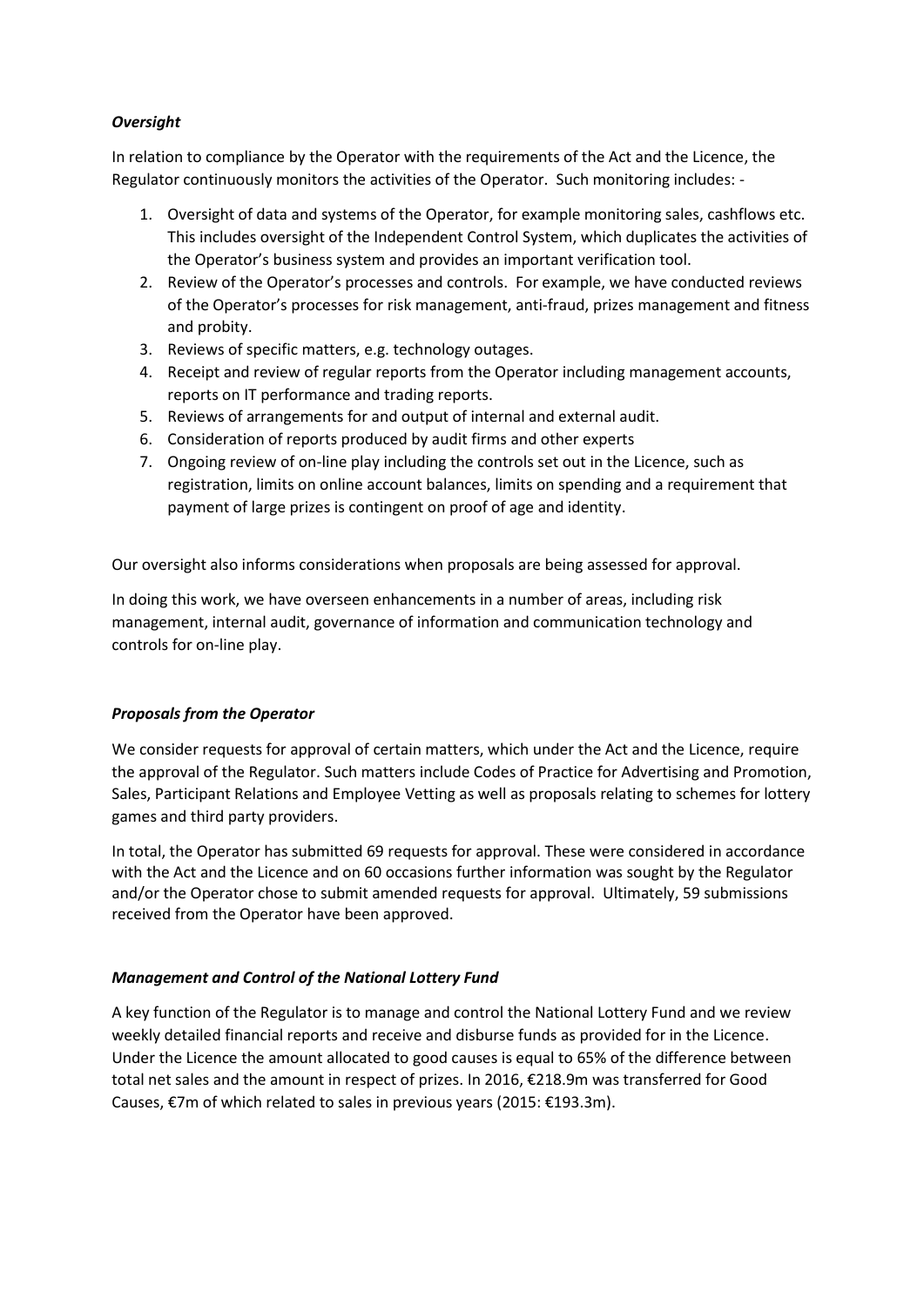***Oversight***

In relation to compliance by the Operator with the requirements of the Act and the Licence, the Regulator continuously monitors the activities of the Operator. Such monitoring includes: -

1. Oversight of data and systems of the Operator, for example monitoring sales, cashflows etc. This includes oversight of the Independent Control System, which duplicates the activities of the Operator's business system and provides an important verification tool.
2. Review of the Operator's processes and controls. For example, we have conducted reviews of the Operator's processes for risk management, anti-fraud, prizes management and fitness and probity.
3. Reviews of specific matters, e.g. technology outages.
4. Receipt and review of regular reports from the Operator including management accounts, reports on IT performance and trading reports.
5. Reviews of arrangements for and output of internal and external audit.
6. Consideration of reports produced by audit firms and other experts
7. Ongoing review of on-line play including the controls set out in the Licence, such as registration, limits on online account balances, limits on spending and a requirement that payment of large prizes is contingent on proof of age and identity.

Our oversight also informs considerations when proposals are being assessed for approval.

In doing this work, we have overseen enhancements in a number of areas, including risk management, internal audit, governance of information and communication technology and controls for on-line play.

***Proposals from the Operator***

We consider requests for approval of certain matters, which under the Act and the Licence, require the approval of the Regulator. Such matters include Codes of Practice for Advertising and Promotion, Sales, Participant Relations and Employee Vetting as well as proposals relating to schemes for lottery games and third party providers.

In total, the Operator has submitted 69 requests for approval. These were considered in accordance with the Act and the Licence and on 60 occasions further information was sought by the Regulator and/or the Operator chose to submit amended requests for approval. Ultimately, 59 submissions received from the Operator have been approved.

***Management and Control of the National Lottery Fund***

A key function of the Regulator is to manage and control the National Lottery Fund and we review weekly detailed financial reports and receive and disburse funds as provided for in the Licence. Under the Licence the amount allocated to good causes is equal to 65% of the difference between total net sales and the amount in respect of prizes. In 2016, €218.9m was transferred for Good Causes, €7m of which related to sales in previous years (2015: €193.3m).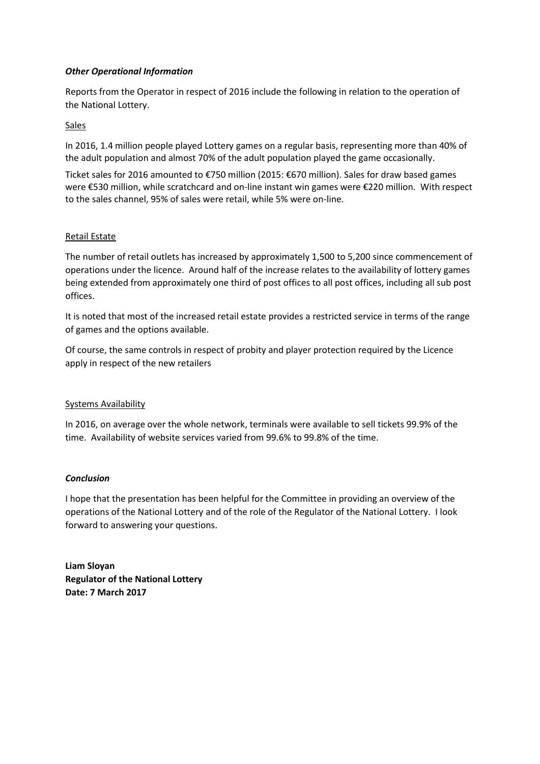### *Other Operational Information*

Reports from the Operator in respect of 2016 include the following in relation to the operation of the National Lottery.

Sales

In 2016, 1.4 million people played Lottery games on a regular basis, representing more than 40% of the adult population and almost 70% of the adult population played the game occasionally.

Ticket sales for 2016 amounted to €750 million (2015: €670 million). Sales for draw based games were €530 million, while scratchcard and on-line instant win games were €220 million. With respect to the sales channel, 95% of sales were retail, while 5% were on-line.

Retail Estate

The number of retail outlets has increased by approximately 1,500 to 5,200 since commencement of operations under the licence. Around half of the increase relates to the availability of lottery games being extended from approximately one third of post offices to all post offices, including all sub post offices.

It is noted that most of the increased retail estate provides a restricted service in terms of the range of games and the options available.

Of course, the same controls in respect of probity and player protection required by the Licence apply in respect of the new retailers

Systems Availability

In 2016, on average over the whole network, terminals were available to sell tickets 99.9% of the time. Availability of website services varied from 99.6% to 99.8% of the time.

### *Conclusion*

I hope that the presentation has been helpful for the Committee in providing an overview of the operations of the National Lottery and of the role of the Regulator of the National Lottery. I look forward to answering your questions.

**Liam Sloyan**
**Regulator of the National Lottery**
**Date: 7 March 2017**